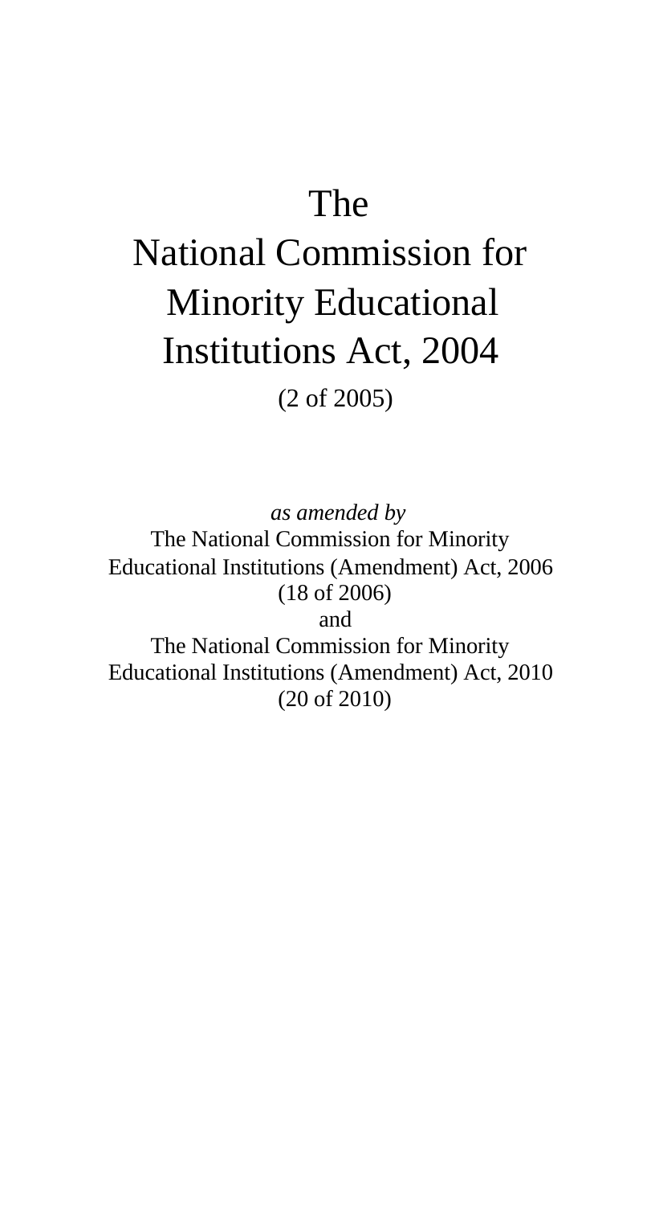# The

# National Commission for Minority Educational Institutions Act, 2004

(2 of 2005)

*as amended by*

The National Commission for Minority Educational Institutions (Amendment) Act, 2006

(18 of 2006)

and

The National Commission for Minority Educational Institutions (Amendment) Act, 2010

(20 of 2010)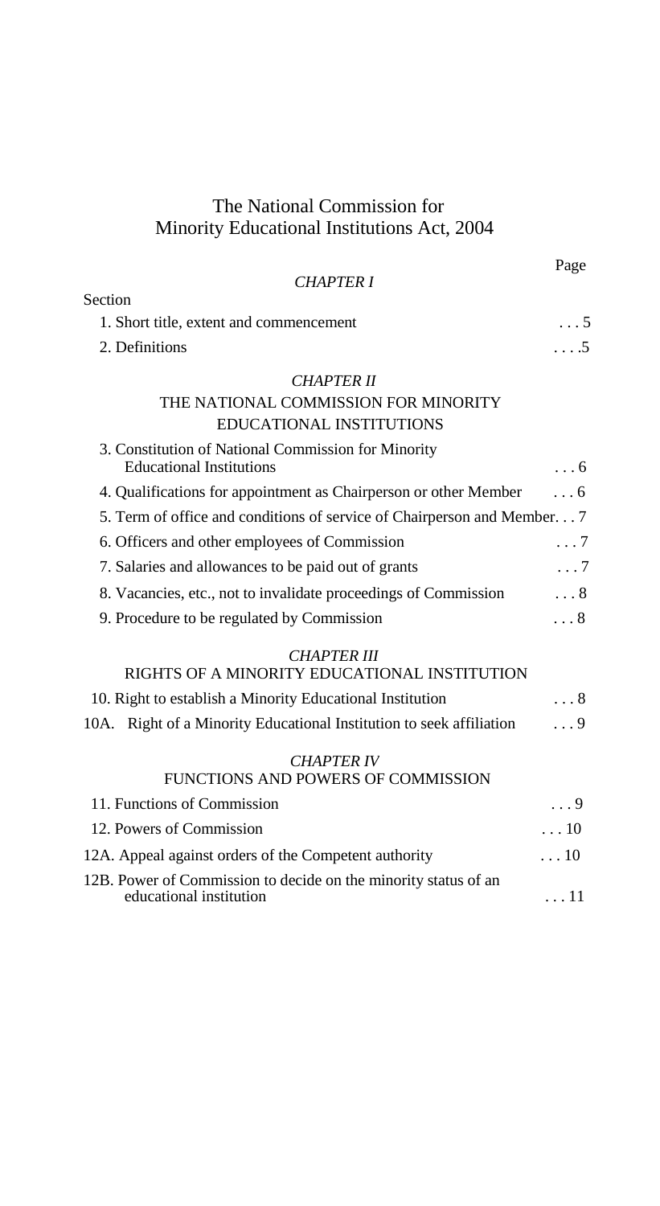# The National Commission for Minority Educational Institutions Act, 2004

| Section | | Page |
|---|---|---|
| | *CHAPTER I* | |
| 1. | Short title, extent and commencement | . . . 5 |
| 2. | Definitions | . . . .5 |
| | *CHAPTER II* | |
| | THE NATIONAL COMMISSION FOR MINORITY EDUCATIONAL INSTITUTIONS | |
| 3. | Constitution of National Commission for Minority Educational Institutions | . . . 6 |
| 4. | Qualifications for appointment as Chairperson or other Member | . . . 6 |
| 5. | Term of office and conditions of service of Chairperson and Member | . . . 7 |
| 6. | Officers and other employees of Commission | . . . 7 |
| 7. | Salaries and allowances to be paid out of grants | . . . 7 |
| 8. | Vacancies, etc., not to invalidate proceedings of Commission | . . . 8 |
| 9. | Procedure to be regulated by Commission | . . . 8 |
| | *CHAPTER III* | |
| | RIGHTS OF A MINORITY EDUCATIONAL INSTITUTION | |
| 10. | Right to establish a Minority Educational Institution | . . . 8 |
| 10A. | Right of a Minority Educational Institution to seek affiliation | . . . 9 |
| | *CHAPTER IV* | |
| | FUNCTIONS AND POWERS OF COMMISSION | |
| 11. | Functions of Commission | . . . 9 |
| 12. | Powers of Commission | . . . 10 |
| 12A. | Appeal against orders of the Competent authority | . . . 10 |
| 12B. | Power of Commission to decide on the minority status of an educational institution | . . . 11 |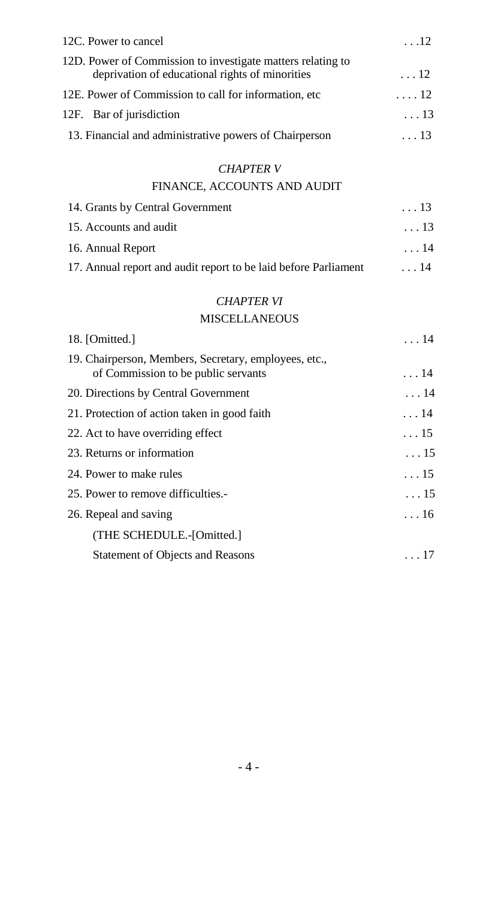| | |
|---|---|
| 12C. Power to cancel | . . .12 |
| 12D. Power of Commission to investigate matters relating to deprivation of educational rights of minorities | . . . 12 |
| 12E. Power of Commission to call for information, etc | . . . . 12 |
| 12F. Bar of jurisdiction | . . . 13 |
| 13. Financial and administrative powers of Chairperson | . . . 13 |

*CHAPTER V*

FINANCE, ACCOUNTS AND AUDIT

| | |
|---|---|
| 14. Grants by Central Government | . . . 13 |
| 15. Accounts and audit | . . . 13 |
| 16. Annual Report | . . . 14 |
| 17. Annual report and audit report to be laid before Parliament | . . . 14 |

*CHAPTER VI*

MISCELLANEOUS

| | |
|---|---|
| 18. [Omitted.] | . . . 14 |
| 19. Chairperson, Members, Secretary, employees, etc., of Commission to be public servants | . . . 14 |
| 20. Directions by Central Government | . . . 14 |
| 21. Protection of action taken in good faith | . . . 14 |
| 22. Act to have overriding effect | . . . 15 |
| 23. Returns or information | . . . 15 |
| 24. Power to make rules | . . . 15 |
| 25. Power to remove difficulties.- | . . . 15 |
| 26. Repeal and saving | . . . 16 |
| (THE SCHEDULE.-[Omitted.] | |
| Statement of Objects and Reasons | . . . 17 |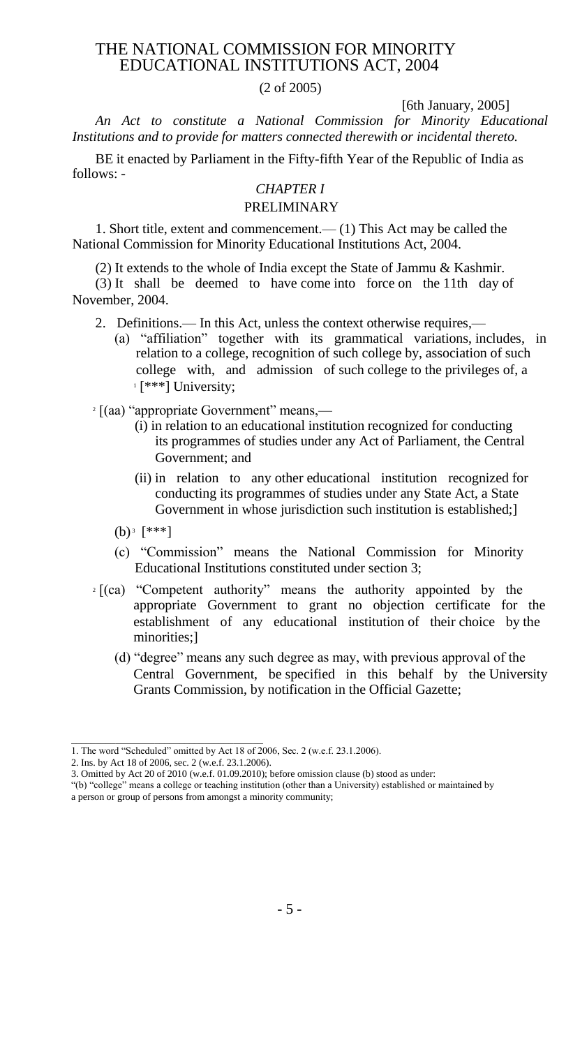# THE NATIONAL COMMISSION FOR MINORITY EDUCATIONAL INSTITUTIONS ACT, 2004

(2 of 2005)

[6th January, 2005]

*An Act to constitute a National Commission for Minority Educational Institutions and to provide for matters connected therewith or incidental thereto.*

BE it enacted by Parliament in the Fifty-fifth Year of the Republic of India as follows: -

## *CHAPTER I*

## PRELIMINARY

1. Short title, extent and commencement.— (1) This Act may be called the National Commission for Minority Educational Institutions Act, 2004.

(2) It extends to the whole of India except the State of Jammu & Kashmir.

(3) It shall be deemed to have come into force on the 11th day of November, 2004.

2. Definitions.— In this Act, unless the context otherwise requires,—

(a) "affiliation" together with its grammatical variations, includes, in relation to a college, recognition of such college by, association of such college with, and admission of such college to the privileges of, a [1] [***] University;

[2] [(aa) "appropriate Government" means,—

(i) in relation to an educational institution recognized for conducting its programmes of studies under any Act of Parliament, the Central Government; and

(ii) in relation to any other educational institution recognized for conducting its programmes of studies under any State Act, a State Government in whose jurisdiction such institution is established;]

(b) [3] [***]

(c) "Commission" means the National Commission for Minority Educational Institutions constituted under section 3;

[2] [(ca) "Competent authority" means the authority appointed by the appropriate Government to grant no objection certificate for the establishment of any educational institution of their choice by the minorities;]

(d) "degree" means any such degree as may, with previous approval of the Central Government, be specified in this behalf by the University Grants Commission, by notification in the Official Gazette;

---

1. The word "Scheduled" omitted by Act 18 of 2006, Sec. 2 (w.e.f. 23.1.2006).
2. Ins. by Act 18 of 2006, sec. 2 (w.e.f. 23.1.2006).
3. Omitted by Act 20 of 2010 (w.e.f. 01.09.2010); before omission clause (b) stood as under:
"(b) "college" means a college or teaching institution (other than a University) established or maintained by a person or group of persons from amongst a minority community;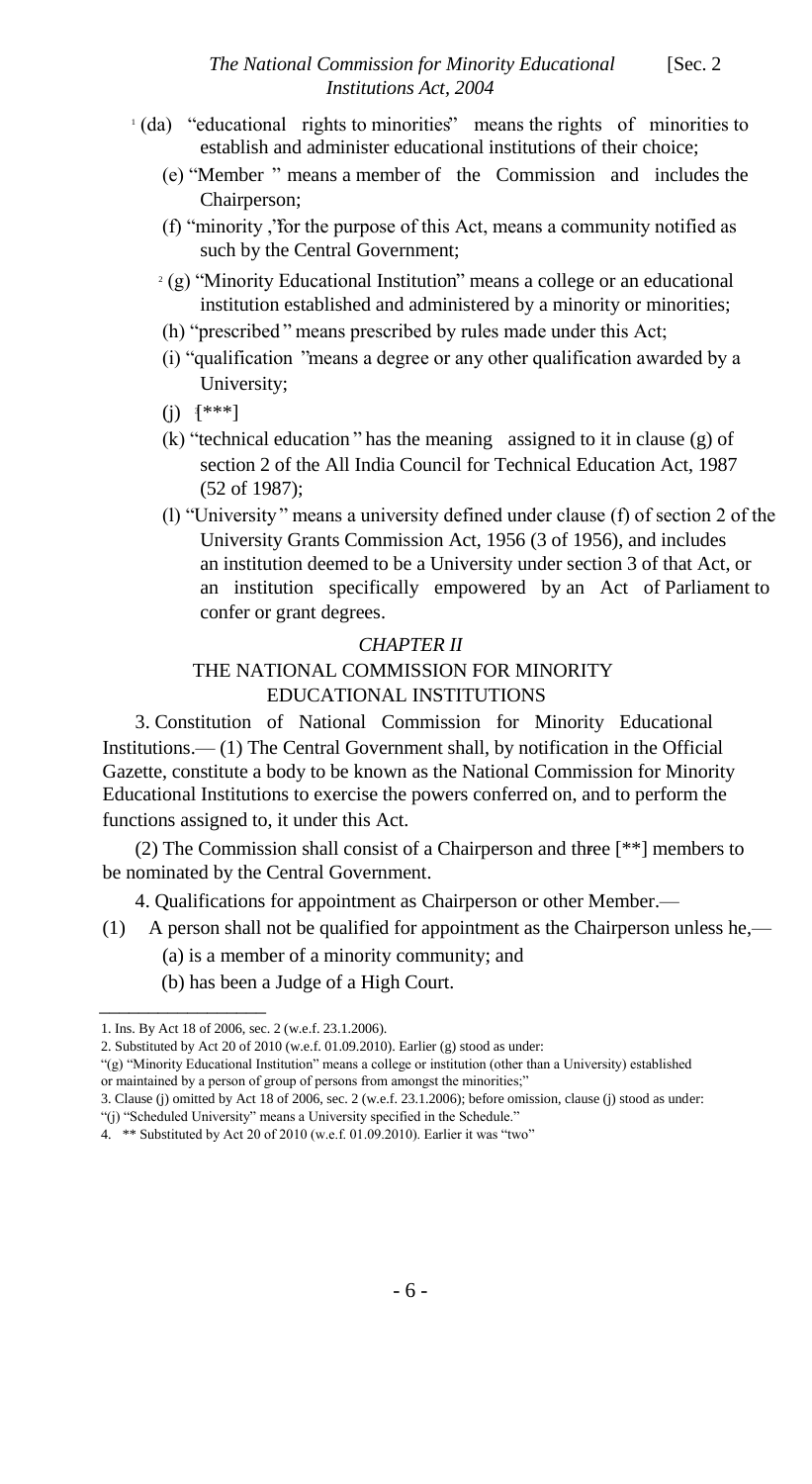[1] (da) "educational rights to minorities" means the rights of minorities to establish and administer educational institutions of their choice;

(e) "Member" means a member of the Commission and includes the Chairperson;

(f) "minority", for the purpose of this Act, means a community notified as such by the Central Government;

[2] (g) "Minority Educational Institution" means a college or an educational institution established and administered by a minority or minorities;

(h) "prescribed" means prescribed by rules made under this Act;

(i) "qualification" means a degree or any other qualification awarded by a University;

(j) [3][***]

(k) "technical education" has the meaning assigned to it in clause (g) of section 2 of the All India Council for Technical Education Act, 1987 (52 of 1987);

(l) "University" means a university defined under clause (f) of section 2 of the University Grants Commission Act, 1956 (3 of 1956), and includes an institution deemed to be a University under section 3 of that Act, or an institution specifically empowered by an Act of Parliament to confer or grant degrees.

## *CHAPTER II*

## THE NATIONAL COMMISSION FOR MINORITY EDUCATIONAL INSTITUTIONS

3. Constitution of National Commission for Minority Educational Institutions.— (1) The Central Government shall, by notification in the Official Gazette, constitute a body to be known as the National Commission for Minority Educational Institutions to exercise the powers conferred on, and to perform the functions assigned to, it under this Act.

(2) The Commission shall consist of a Chairperson and three [**] members to be nominated by the Central Government.

4. Qualifications for appointment as Chairperson or other Member.—

(1) A person shall not be qualified for appointment as the Chairperson unless he,—

(a) is a member of a minority community; and

(b) has been a Judge of a High Court.

---

1. Ins. By Act 18 of 2006, sec. 2 (w.e.f. 23.1.2006).
2. Substituted by Act 20 of 2010 (w.e.f. 01.09.2010). Earlier (g) stood as under:
"(g) "Minority Educational Institution" means a college or institution (other than a University) established or maintained by a person of group of persons from amongst the minorities;"
3. Clause (j) omitted by Act 18 of 2006, sec. 2 (w.e.f. 23.1.2006); before omission, clause (j) stood as under:
"(j) "Scheduled University" means a University specified in the Schedule."
4. ** Substituted by Act 20 of 2010 (w.e.f. 01.09.2010). Earlier it was "two"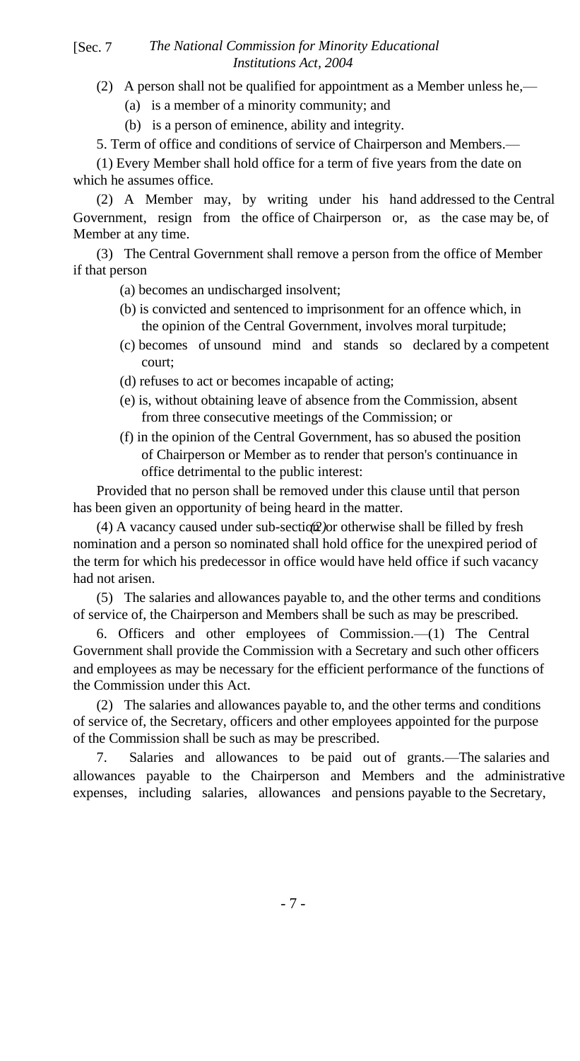(2) A person shall not be qualified for appointment as a Member unless he,—

(a) is a member of a minority community; and

(b) is a person of eminence, ability and integrity.

5. Term of office and conditions of service of Chairperson and Members.—

(1) Every Member shall hold office for a term of five years from the date on which he assumes office.

(2) A Member may, by writing under his hand addressed to the Central Government, resign from the office of Chairperson or, as the case may be, of Member at any time.

(3) The Central Government shall remove a person from the office of Member if that person

(a) becomes an undischarged insolvent;

(b) is convicted and sentenced to imprisonment for an offence which, in the opinion of the Central Government, involves moral turpitude;

(c) becomes of unsound mind and stands so declared by a competent court;

(d) refuses to act or becomes incapable of acting;

(e) is, without obtaining leave of absence from the Commission, absent from three consecutive meetings of the Commission; or

(f) in the opinion of the Central Government, has so abused the position of Chairperson or Member as to render that person's continuance in office detrimental to the public interest:

Provided that no person shall be removed under this clause until that person has been given an opportunity of being heard in the matter.

(4) A vacancy caused under sub-section (2) or otherwise shall be filled by fresh nomination and a person so nominated shall hold office for the unexpired period of the term for which his predecessor in office would have held office if such vacancy had not arisen.

(5) The salaries and allowances payable to, and the other terms and conditions of service of, the Chairperson and Members shall be such as may be prescribed.

6. Officers and other employees of Commission.—(1) The Central Government shall provide the Commission with a Secretary and such other officers and employees as may be necessary for the efficient performance of the functions of the Commission under this Act.

(2) The salaries and allowances payable to, and the other terms and conditions of service of, the Secretary, officers and other employees appointed for the purpose of the Commission shall be such as may be prescribed.

7. Salaries and allowances to be paid out of grants.—The salaries and allowances payable to the Chairperson and Members and the administrative expenses, including salaries, allowances and pensions payable to the Secretary,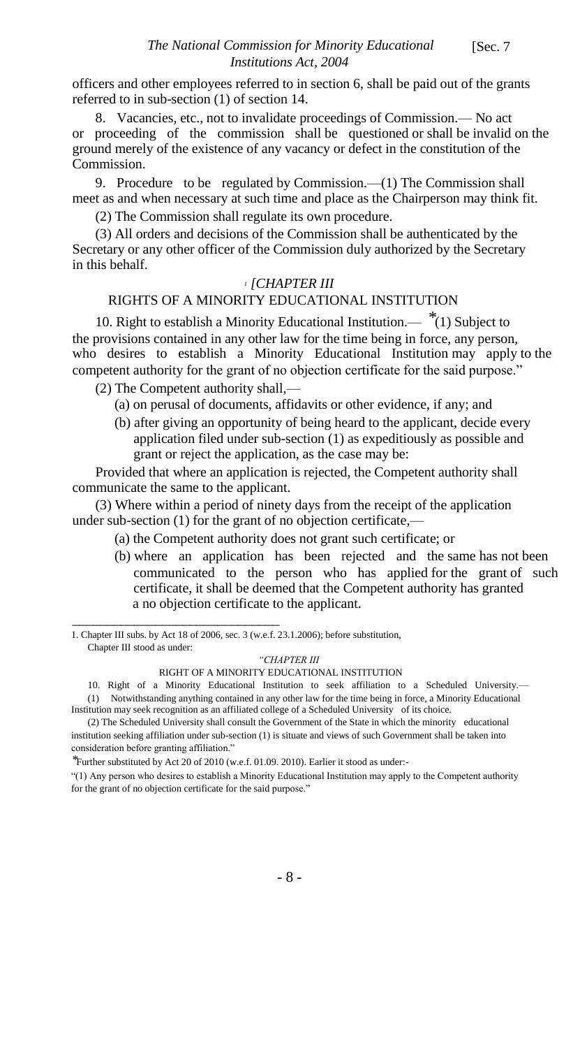officers and other employees referred to in section 6, shall be paid out of the grants referred to in sub-section (1) of section 14.

8. Vacancies, etc., not to invalidate proceedings of Commission.— No act or proceeding of the commission shall be questioned or shall be invalid on the ground merely of the existence of any vacancy or defect in the constitution of the Commission.

9. Procedure to be regulated by Commission.—(1) The Commission shall meet as and when necessary at such time and place as the Chairperson may think fit.

(2) The Commission shall regulate its own procedure.

(3) All orders and decisions of the Commission shall be authenticated by the Secretary or any other officer of the Commission duly authorized by the Secretary in this behalf.

[1] *[CHAPTER III*

RIGHTS OF A MINORITY EDUCATIONAL INSTITUTION

10. Right to establish a Minority Educational Institution.— *(1) Subject to the provisions contained in any other law for the time being in force, any person, who desires to establish a Minority Educational Institution may apply to the competent authority for the grant of no objection certificate for the said purpose."

(2) The Competent authority shall,—

(a) on perusal of documents, affidavits or other evidence, if any; and

(b) after giving an opportunity of being heard to the applicant, decide every application filed under sub-section (1) as expeditiously as possible and grant or reject the application, as the case may be:

Provided that where an application is rejected, the Competent authority shall communicate the same to the applicant.

(3) Where within a period of ninety days from the receipt of the application under sub-section (1) for the grant of no objection certificate,—

(a) the Competent authority does not grant such certificate; or

(b) where an application has been rejected and the same has not been communicated to the person who has applied for the grant of such certificate, it shall be deemed that the Competent authority has granted a no objection certificate to the applicant.

---

1. Chapter III subs. by Act 18 of 2006, sec. 3 (w.e.f. 23.1.2006); before substitution, Chapter III stood as under:

*"CHAPTER III*

RIGHT OF A MINORITY EDUCATIONAL INSTITUTION

10. Right of a Minority Educational Institution to seek affiliation to a Scheduled University.— (1) Notwithstanding anything contained in any other law for the time being in force, a Minority Educational Institution may seek recognition as an affiliated college of a Scheduled University of its choice.

(2) The Scheduled University shall consult the Government of the State in which the minority educational institution seeking affiliation under sub-section (1) is situate and views of such Government shall be taken into consideration before granting affiliation."

*Further substituted by Act 20 of 2010 (w.e.f. 01.09. 2010). Earlier it stood as under:-

"(1) Any person who desires to establish a Minority Educational Institution may apply to the Competent authority for the grant of no objection certificate for the said purpose."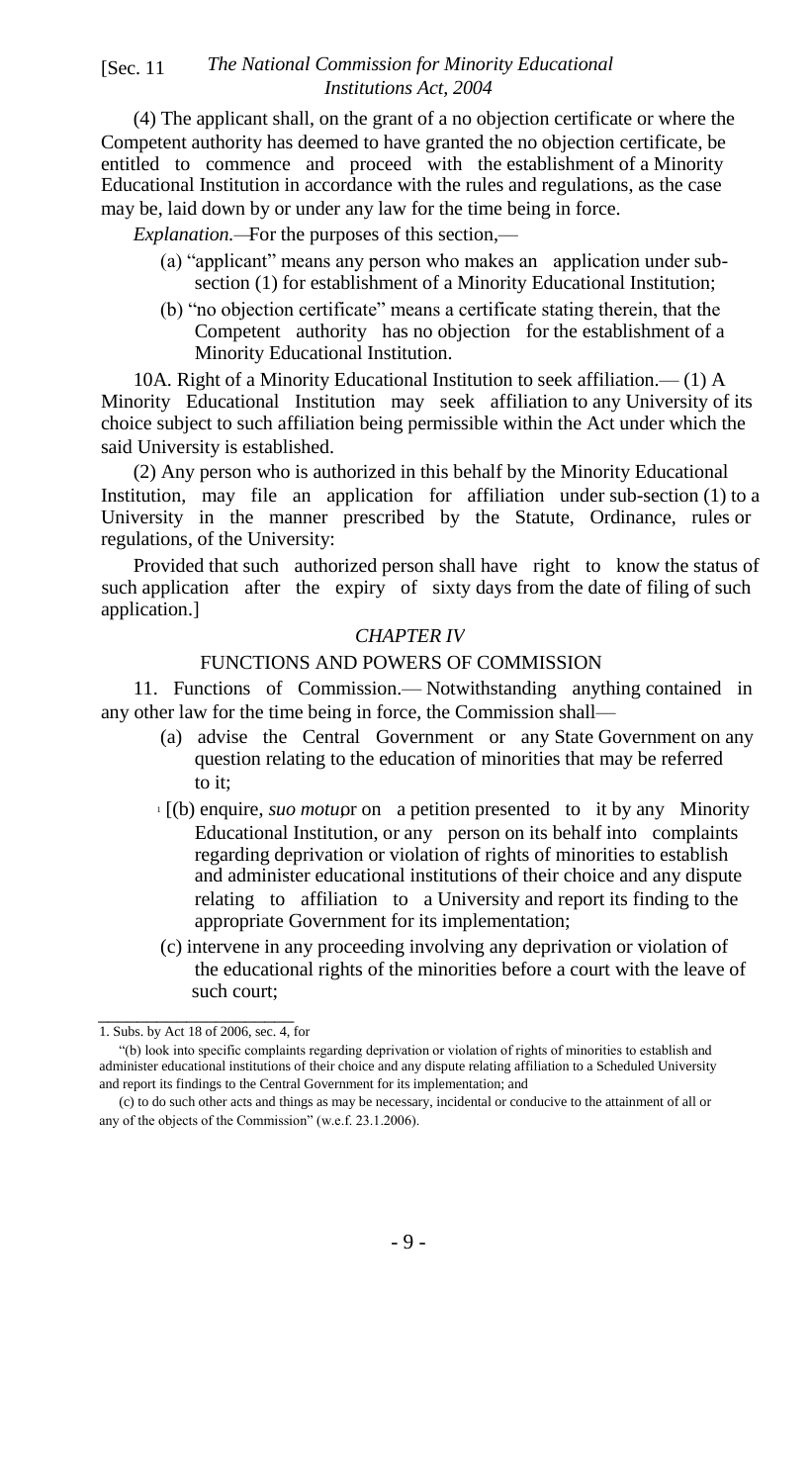(4) The applicant shall, on the grant of a no objection certificate or where the Competent authority has deemed to have granted the no objection certificate, be entitled to commence and proceed with the establishment of a Minority Educational Institution in accordance with the rules and regulations, as the case may be, laid down by or under any law for the time being in force.

*Explanation.*—For the purposes of this section,—

(a) "applicant" means any person who makes an application under sub-section (1) for establishment of a Minority Educational Institution;

(b) "no objection certificate" means a certificate stating therein, that the Competent authority has no objection for the establishment of a Minority Educational Institution.

10A. Right of a Minority Educational Institution to seek affiliation.— (1) A Minority Educational Institution may seek affiliation to any University of its choice subject to such affiliation being permissible within the Act under which the said University is established.

(2) Any person who is authorized in this behalf by the Minority Educational Institution, may file an application for affiliation under sub-section (1) to a University in the manner prescribed by the Statute, Ordinance, rules or regulations, of the University:

Provided that such authorized person shall have right to know the status of such application after the expiry of sixty days from the date of filing of such application.]

## *CHAPTER IV*

## FUNCTIONS AND POWERS OF COMMISSION

11. Functions of Commission.— Notwithstanding anything contained in any other law for the time being in force, the Commission shall—

(a) advise the Central Government or any State Government on any question relating to the education of minorities that may be referred to it;

[1][(b) enquire, *suo motu* or on a petition presented to it by any Minority Educational Institution, or any person on its behalf into complaints regarding deprivation or violation of rights of minorities to establish and administer educational institutions of their choice and any dispute relating to affiliation to a University and report its finding to the appropriate Government for its implementation;

(c) intervene in any proceeding involving any deprivation or violation of the educational rights of the minorities before a court with the leave of such court;

---

1. Subs. by Act 18 of 2006, sec. 4, for

"(b) look into specific complaints regarding deprivation or violation of rights of minorities to establish and administer educational institutions of their choice and any dispute relating affiliation to a Scheduled University and report its findings to the Central Government for its implementation; and

(c) to do such other acts and things as may be necessary, incidental or conducive to the attainment of all or any of the objects of the Commission" (w.e.f. 23.1.2006).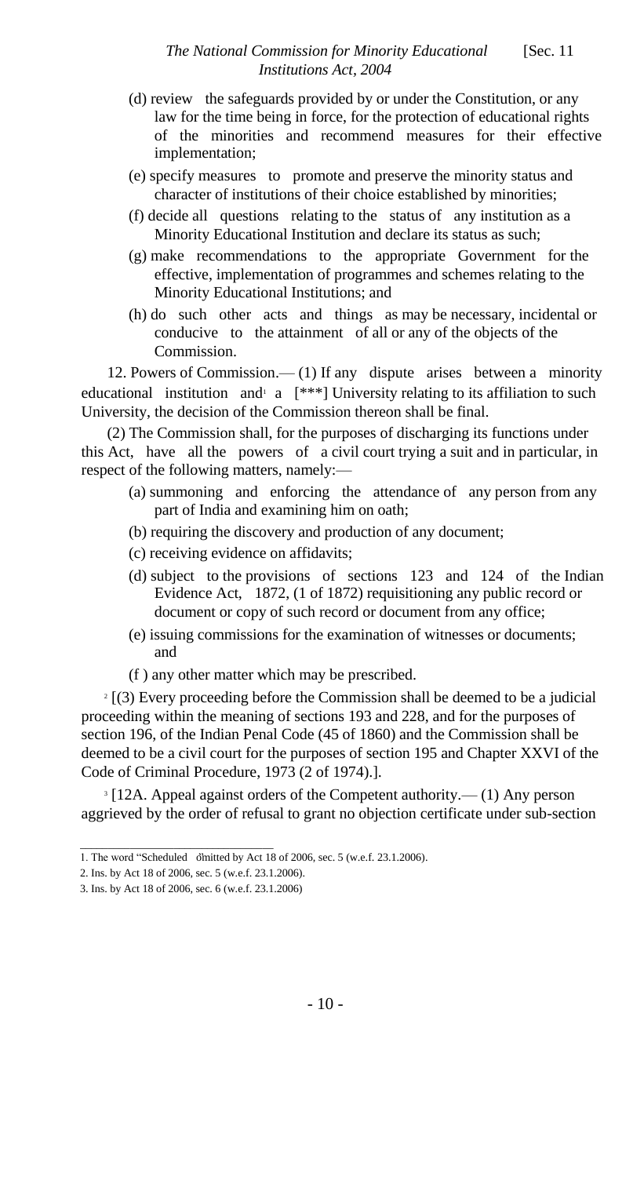(d) review the safeguards provided by or under the Constitution, or any law for the time being in force, for the protection of educational rights of the minorities and recommend measures for their effective implementation;

(e) specify measures to promote and preserve the minority status and character of institutions of their choice established by minorities;

(f) decide all questions relating to the status of any institution as a Minority Educational Institution and declare its status as such;

(g) make recommendations to the appropriate Government for the effective, implementation of programmes and schemes relating to the Minority Educational Institutions; and

(h) do such other acts and things as may be necessary, incidental or conducive to the attainment of all or any of the objects of the Commission.

12. Powers of Commission.— (1) If any dispute arises between a minority educational institution and[1] a [***] University relating to its affiliation to such University, the decision of the Commission thereon shall be final.

(2) The Commission shall, for the purposes of discharging its functions under this Act, have all the powers of a civil court trying a suit and in particular, in respect of the following matters, namely:—

(a) summoning and enforcing the attendance of any person from any part of India and examining him on oath;

(b) requiring the discovery and production of any document;

(c) receiving evidence on affidavits;

(d) subject to the provisions of sections 123 and 124 of the Indian Evidence Act, 1872, (1 of 1872) requisitioning any public record or document or copy of such record or document from any office;

(e) issuing commissions for the examination of witnesses or documents; and

(f ) any other matter which may be prescribed.

[2] [(3) Every proceeding before the Commission shall be deemed to be a judicial proceeding within the meaning of sections 193 and 228, and for the purposes of section 196, of the Indian Penal Code (45 of 1860) and the Commission shall be deemed to be a civil court for the purposes of section 195 and Chapter XXVI of the Code of Criminal Procedure, 1973 (2 of 1974).].

[3] [12A. Appeal against orders of the Competent authority.— (1) Any person aggrieved by the order of refusal to grant no objection certificate under sub-section

---

1. The word "Scheduled" omitted by Act 18 of 2006, sec. 5 (w.e.f. 23.1.2006).

2. Ins. by Act 18 of 2006, sec. 5 (w.e.f. 23.1.2006).

3. Ins. by Act 18 of 2006, sec. 6 (w.e.f. 23.1.2006)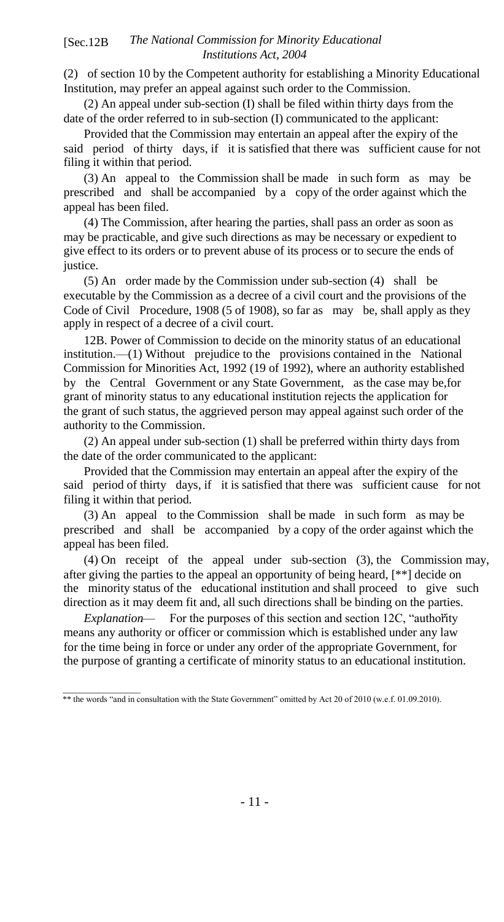(2) of section 10 by the Competent authority for establishing a Minority Educational Institution, may prefer an appeal against such order to the Commission.

(2) An appeal under sub-section (I) shall be filed within thirty days from the date of the order referred to in sub-section (I) communicated to the applicant:

Provided that the Commission may entertain an appeal after the expiry of the said period of thirty days, if it is satisfied that there was sufficient cause for not filing it within that period.

(3) An appeal to the Commission shall be made in such form as may be prescribed and shall be accompanied by a copy of the order against which the appeal has been filed.

(4) The Commission, after hearing the parties, shall pass an order as soon as may be practicable, and give such directions as may be necessary or expedient to give effect to its orders or to prevent abuse of its process or to secure the ends of justice.

(5) An order made by the Commission under sub-section (4) shall be executable by the Commission as a decree of a civil court and the provisions of the Code of Civil Procedure, 1908 (5 of 1908), so far as may be, shall apply as they apply in respect of a decree of a civil court.

12B. Power of Commission to decide on the minority status of an educational institution.—(1) Without prejudice to the provisions contained in the National Commission for Minorities Act, 1992 (19 of 1992), where an authority established by the Central Government or any State Government, as the case may be, for grant of minority status to any educational institution rejects the application for the grant of such status, the aggrieved person may appeal against such order of the authority to the Commission.

(2) An appeal under sub-section (1) shall be preferred within thirty days from the date of the order communicated to the applicant:

Provided that the Commission may entertain an appeal after the expiry of the said period of thirty days, if it is satisfied that there was sufficient cause for not filing it within that period.

(3) An appeal to the Commission shall be made in such form as may be prescribed and shall be accompanied by a copy of the order against which the appeal has been filed.

(4) On receipt of the appeal under sub-section (3), the Commission may, after giving the parties to the appeal an opportunity of being heard, [**] decide on the minority status of the educational institution and shall proceed to give such direction as it may deem fit and, all such directions shall be binding on the parties.

*Explanation*— For the purposes of this section and section 12C, "authority means any authority or officer or commission which is established under any law for the time being in force or under any order of the appropriate Government, for the purpose of granting a certificate of minority status to an educational institution.

---

** the words "and in consultation with the State Government" omitted by Act 20 of 2010 (w.e.f. 01.09.2010).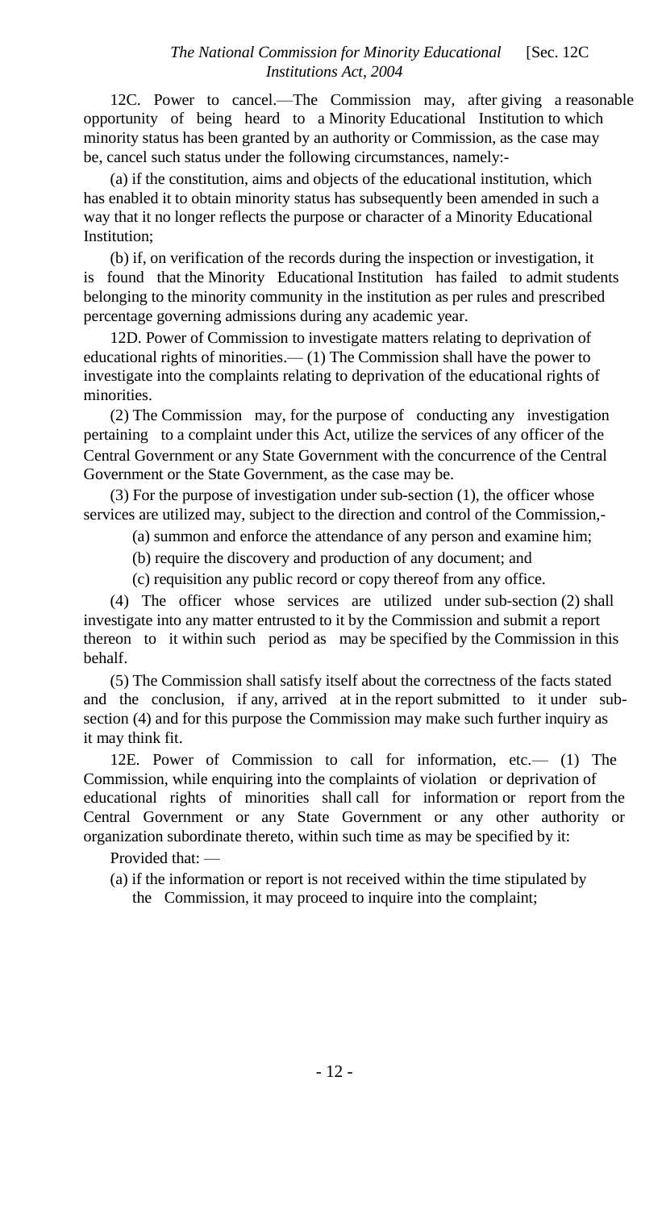12C. Power to cancel.—The Commission may, after giving a reasonable opportunity of being heard to a Minority Educational Institution to which minority status has been granted by an authority or Commission, as the case may be, cancel such status under the following circumstances, namely:-

(a) if the constitution, aims and objects of the educational institution, which has enabled it to obtain minority status has subsequently been amended in such a way that it no longer reflects the purpose or character of a Minority Educational Institution;

(b) if, on verification of the records during the inspection or investigation, it is found that the Minority Educational Institution has failed to admit students belonging to the minority community in the institution as per rules and prescribed percentage governing admissions during any academic year.

12D. Power of Commission to investigate matters relating to deprivation of educational rights of minorities.— (1) The Commission shall have the power to investigate into the complaints relating to deprivation of the educational rights of minorities.

(2) The Commission may, for the purpose of conducting any investigation pertaining to a complaint under this Act, utilize the services of any officer of the Central Government or any State Government with the concurrence of the Central Government or the State Government, as the case may be.

(3) For the purpose of investigation under sub-section (1), the officer whose services are utilized may, subject to the direction and control of the Commission,-

(a) summon and enforce the attendance of any person and examine him;

(b) require the discovery and production of any document; and

(c) requisition any public record or copy thereof from any office.

(4) The officer whose services are utilized under sub-section (2) shall investigate into any matter entrusted to it by the Commission and submit a report thereon to it within such period as may be specified by the Commission in this behalf.

(5) The Commission shall satisfy itself about the correctness of the facts stated and the conclusion, if any, arrived at in the report submitted to it under sub-section (4) and for this purpose the Commission may make such further inquiry as it may think fit.

12E. Power of Commission to call for information, etc.— (1) The Commission, while enquiring into the complaints of violation or deprivation of educational rights of minorities shall call for information or report from the Central Government or any State Government or any other authority or organization subordinate thereto, within such time as may be specified by it:

Provided that: —

(a) if the information or report is not received within the time stipulated by the Commission, it may proceed to inquire into the complaint;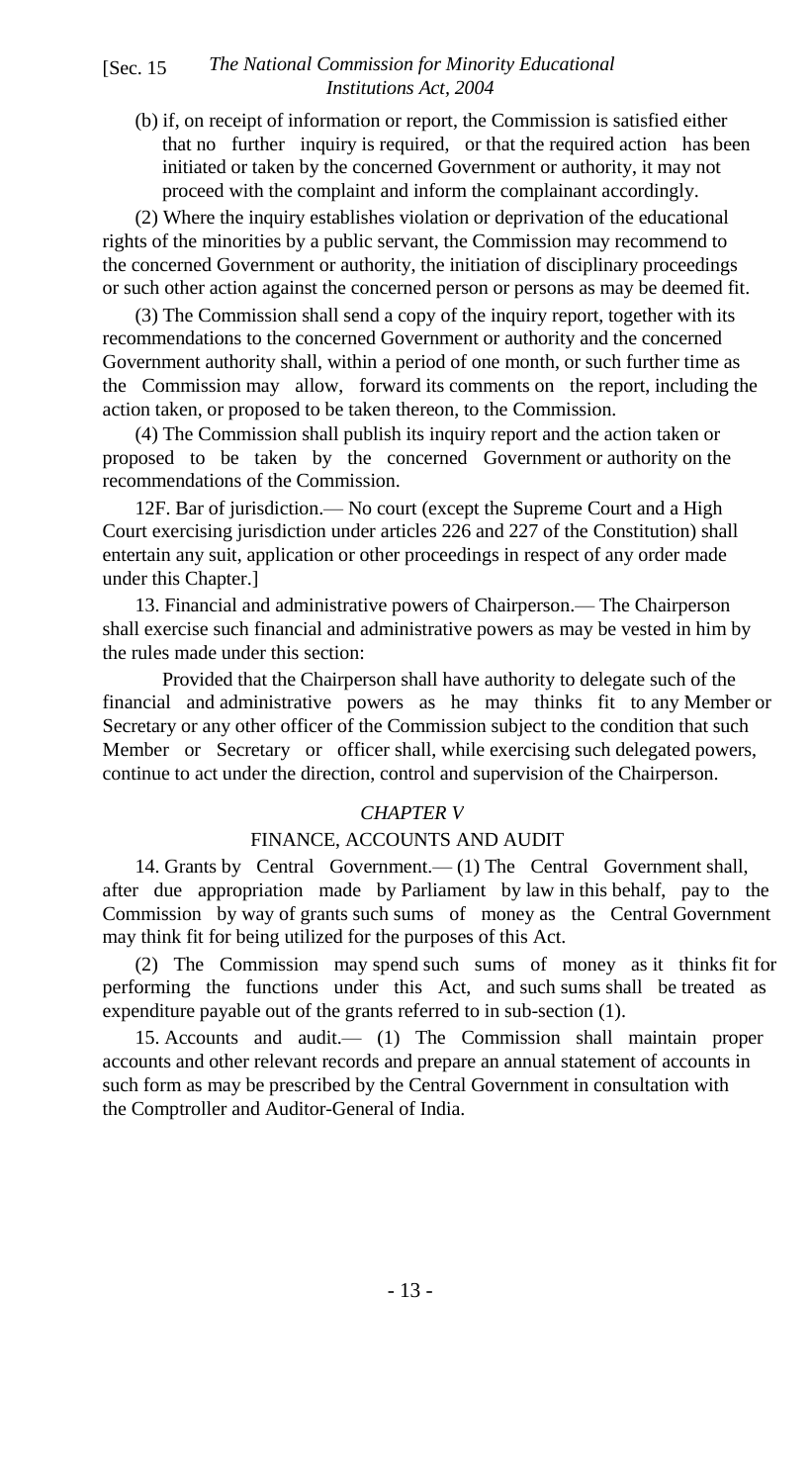(b) if, on receipt of information or report, the Commission is satisfied either that no further inquiry is required, or that the required action has been initiated or taken by the concerned Government or authority, it may not proceed with the complaint and inform the complainant accordingly.

(2) Where the inquiry establishes violation or deprivation of the educational rights of the minorities by a public servant, the Commission may recommend to the concerned Government or authority, the initiation of disciplinary proceedings or such other action against the concerned person or persons as may be deemed fit.

(3) The Commission shall send a copy of the inquiry report, together with its recommendations to the concerned Government or authority and the concerned Government authority shall, within a period of one month, or such further time as the Commission may allow, forward its comments on the report, including the action taken, or proposed to be taken thereon, to the Commission.

(4) The Commission shall publish its inquiry report and the action taken or proposed to be taken by the concerned Government or authority on the recommendations of the Commission.

12F. Bar of jurisdiction.— No court (except the Supreme Court and a High Court exercising jurisdiction under articles 226 and 227 of the Constitution) shall entertain any suit, application or other proceedings in respect of any order made under this Chapter.]

13. Financial and administrative powers of Chairperson.— The Chairperson shall exercise such financial and administrative powers as may be vested in him by the rules made under this section:

Provided that the Chairperson shall have authority to delegate such of the financial and administrative powers as he may thinks fit to any Member or Secretary or any other officer of the Commission subject to the condition that such Member or Secretary or officer shall, while exercising such delegated powers, continue to act under the direction, control and supervision of the Chairperson.

## *CHAPTER V*

## FINANCE, ACCOUNTS AND AUDIT

14. Grants by Central Government.— (1) The Central Government shall, after due appropriation made by Parliament by law in this behalf, pay to the Commission by way of grants such sums of money as the Central Government may think fit for being utilized for the purposes of this Act.

(2) The Commission may spend such sums of money as it thinks fit for performing the functions under this Act, and such sums shall be treated as expenditure payable out of the grants referred to in sub-section (1).

15. Accounts and audit.— (1) The Commission shall maintain proper accounts and other relevant records and prepare an annual statement of accounts in such form as may be prescribed by the Central Government in consultation with the Comptroller and Auditor-General of India.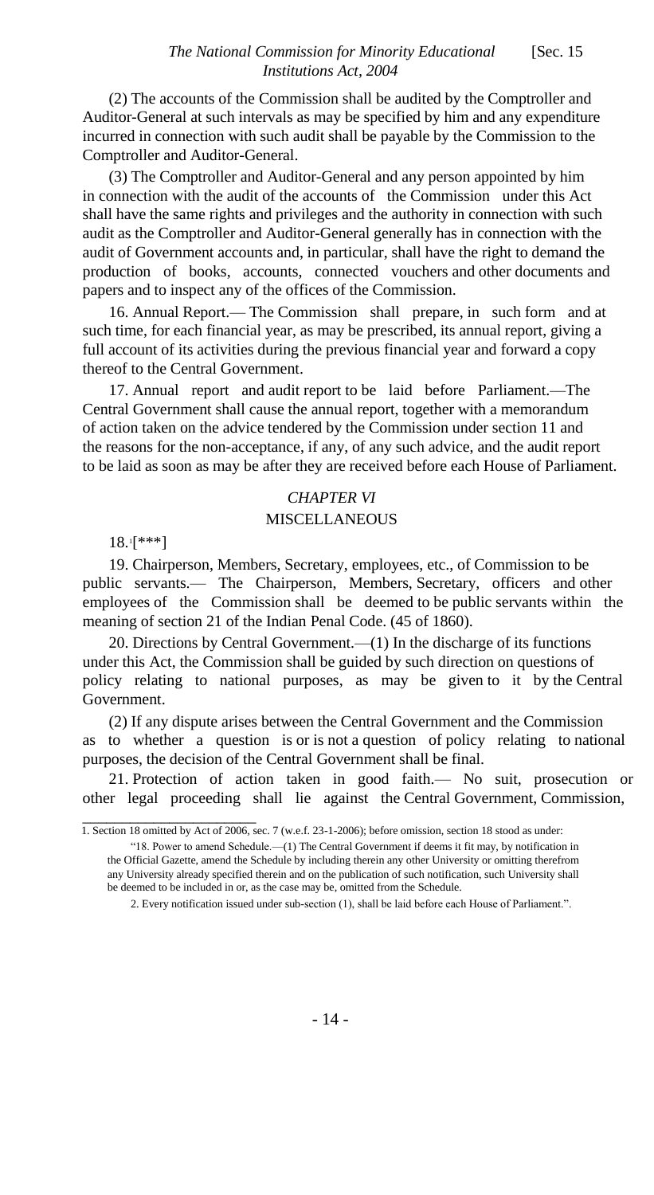(2) The accounts of the Commission shall be audited by the Comptroller and Auditor-General at such intervals as may be specified by him and any expenditure incurred in connection with such audit shall be payable by the Commission to the Comptroller and Auditor-General.

(3) The Comptroller and Auditor-General and any person appointed by him in connection with the audit of the accounts of the Commission under this Act shall have the same rights and privileges and the authority in connection with such audit as the Comptroller and Auditor-General generally has in connection with the audit of Government accounts and, in particular, shall have the right to demand the production of books, accounts, connected vouchers and other documents and papers and to inspect any of the offices of the Commission.

16. Annual Report.— The Commission shall prepare, in such form and at such time, for each financial year, as may be prescribed, its annual report, giving a full account of its activities during the previous financial year and forward a copy thereof to the Central Government.

17. Annual report and audit report to be laid before Parliament.—The Central Government shall cause the annual report, together with a memorandum of action taken on the advice tendered by the Commission under section 11 and the reasons for the non-acceptance, if any, of any such advice, and the audit report to be laid as soon as may be after they are received before each House of Parliament.

## *CHAPTER VI*

## MISCELLANEOUS

18.[1][***]

19. Chairperson, Members, Secretary, employees, etc., of Commission to be public servants.— The Chairperson, Members, Secretary, officers and other employees of the Commission shall be deemed to be public servants within the meaning of section 21 of the Indian Penal Code. (45 of 1860).

20. Directions by Central Government.—(1) In the discharge of its functions under this Act, the Commission shall be guided by such direction on questions of policy relating to national purposes, as may be given to it by the Central Government.

(2) If any dispute arises between the Central Government and the Commission as to whether a question is or is not a question of policy relating to national purposes, the decision of the Central Government shall be final.

21. Protection of action taken in good faith.— No suit, prosecution or other legal proceeding shall lie against the Central Government, Commission,

---

1. Section 18 omitted by Act of 2006, sec. 7 (w.e.f. 23-1-2006); before omission, section 18 stood as under:

"18. Power to amend Schedule.—(1) The Central Government if deems it fit may, by notification in the Official Gazette, amend the Schedule by including therein any other University or omitting therefrom any University already specified therein and on the publication of such notification, such University shall be deemed to be included in or, as the case may be, omitted from the Schedule.

2. Every notification issued under sub-section (1), shall be laid before each House of Parliament.".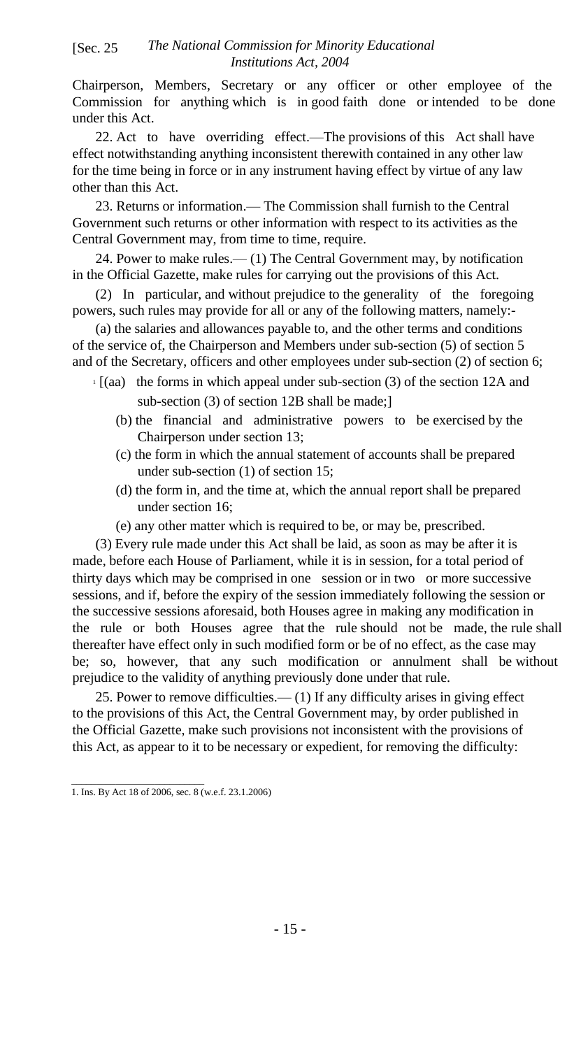Chairperson, Members, Secretary or any officer or other employee of the Commission for anything which is in good faith done or intended to be done under this Act.

22. Act to have overriding effect.—The provisions of this Act shall have effect notwithstanding anything inconsistent therewith contained in any other law for the time being in force or in any instrument having effect by virtue of any law other than this Act.

23. Returns or information.— The Commission shall furnish to the Central Government such returns or other information with respect to its activities as the Central Government may, from time to time, require.

24. Power to make rules.— (1) The Central Government may, by notification in the Official Gazette, make rules for carrying out the provisions of this Act.

(2) In particular, and without prejudice to the generality of the foregoing powers, such rules may provide for all or any of the following matters, namely:-

(a) the salaries and allowances payable to, and the other terms and conditions of the service of, the Chairperson and Members under sub-section (5) of section 5 and of the Secretary, officers and other employees under sub-section (2) of section 6;

[1] [(aa) the forms in which appeal under sub-section (3) of the section 12A and sub-section (3) of section 12B shall be made;]

(b) the financial and administrative powers to be exercised by the Chairperson under section 13;

(c) the form in which the annual statement of accounts shall be prepared under sub-section (1) of section 15;

(d) the form in, and the time at, which the annual report shall be prepared under section 16;

(e) any other matter which is required to be, or may be, prescribed.

(3) Every rule made under this Act shall be laid, as soon as may be after it is made, before each House of Parliament, while it is in session, for a total period of thirty days which may be comprised in one session or in two or more successive sessions, and if, before the expiry of the session immediately following the session or the successive sessions aforesaid, both Houses agree in making any modification in the rule or both Houses agree that the rule should not be made, the rule shall thereafter have effect only in such modified form or be of no effect, as the case may be; so, however, that any such modification or annulment shall be without prejudice to the validity of anything previously done under that rule.

25. Power to remove difficulties.— (1) If any difficulty arises in giving effect to the provisions of this Act, the Central Government may, by order published in the Official Gazette, make such provisions not inconsistent with the provisions of this Act, as appear to it to be necessary or expedient, for removing the difficulty:

---

1. Ins. By Act 18 of 2006, sec. 8 (w.e.f. 23.1.2006)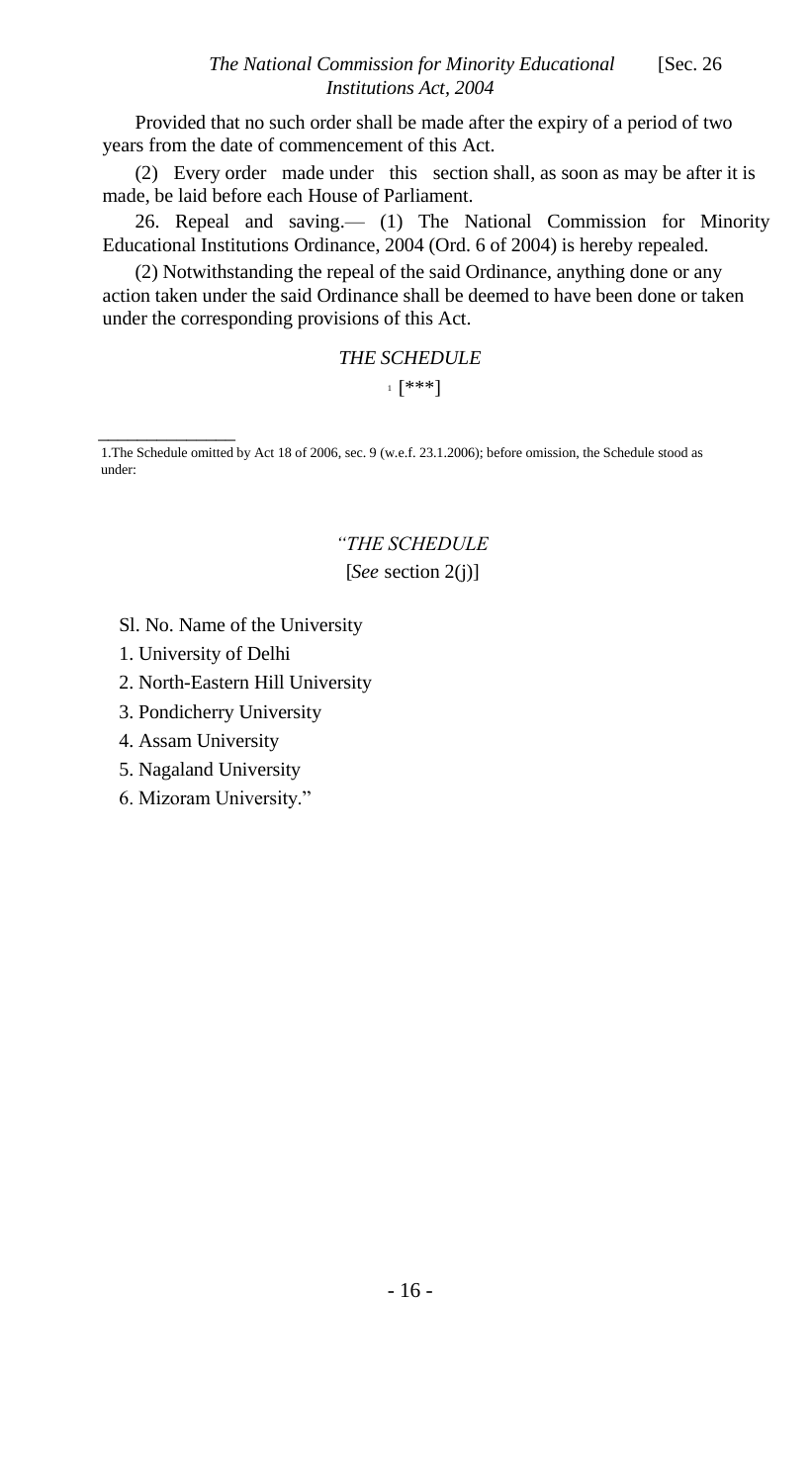Provided that no such order shall be made after the expiry of a period of two years from the date of commencement of this Act.

(2) Every order made under this section shall, as soon as may be after it is made, be laid before each House of Parliament.

26. Repeal and saving.— (1) The National Commission for Minority Educational Institutions Ordinance, 2004 (Ord. 6 of 2004) is hereby repealed.

(2) Notwithstanding the repeal of the said Ordinance, anything done or any action taken under the said Ordinance shall be deemed to have been done or taken under the corresponding provisions of this Act.

### *THE SCHEDULE*

[1] [***]

---

1.The Schedule omitted by Act 18 of 2006, sec. 9 (w.e.f. 23.1.2006); before omission, the Schedule stood as under:

"*THE SCHEDULE*

[*See* section 2(j)]

Sl. No. Name of the University

1. University of Delhi
2. North-Eastern Hill University
3. Pondicherry University
4. Assam University
5. Nagaland University
6. Mizoram University."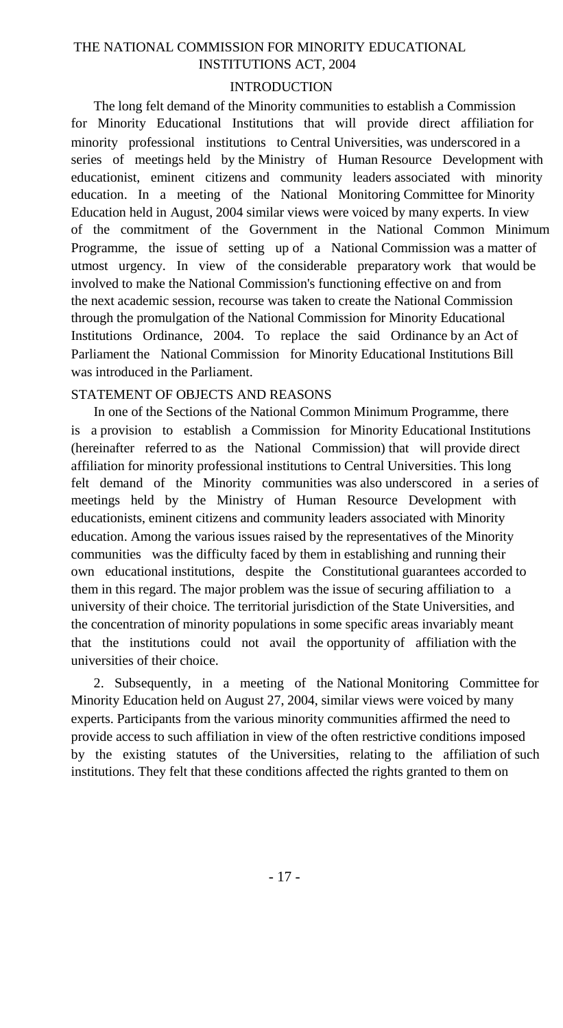# THE NATIONAL COMMISSION FOR MINORITY EDUCATIONAL INSTITUTIONS ACT, 2004

## INTRODUCTION

The long felt demand of the Minority communities to establish a Commission for Minority Educational Institutions that will provide direct affiliation for minority professional institutions to Central Universities, was underscored in a series of meetings held by the Ministry of Human Resource Development with educationist, eminent citizens and community leaders associated with minority education. In a meeting of the National Monitoring Committee for Minority Education held in August, 2004 similar views were voiced by many experts. In view of the commitment of the Government in the National Common Minimum Programme, the issue of setting up of a National Commission was a matter of utmost urgency. In view of the considerable preparatory work that would be involved to make the National Commission's functioning effective on and from the next academic session, recourse was taken to create the National Commission through the promulgation of the National Commission for Minority Educational Institutions Ordinance, 2004. To replace the said Ordinance by an Act of Parliament the National Commission for Minority Educational Institutions Bill was introduced in the Parliament.

## STATEMENT OF OBJECTS AND REASONS

In one of the Sections of the National Common Minimum Programme, there is a provision to establish a Commission for Minority Educational Institutions (hereinafter referred to as the National Commission) that will provide direct affiliation for minority professional institutions to Central Universities. This long felt demand of the Minority communities was also underscored in a series of meetings held by the Ministry of Human Resource Development with educationists, eminent citizens and community leaders associated with Minority education. Among the various issues raised by the representatives of the Minority communities was the difficulty faced by them in establishing and running their own educational institutions, despite the Constitutional guarantees accorded to them in this regard. The major problem was the issue of securing affiliation to a university of their choice. The territorial jurisdiction of the State Universities, and the concentration of minority populations in some specific areas invariably meant that the institutions could not avail the opportunity of affiliation with the universities of their choice.

2. Subsequently, in a meeting of the National Monitoring Committee for Minority Education held on August 27, 2004, similar views were voiced by many experts. Participants from the various minority communities affirmed the need to provide access to such affiliation in view of the often restrictive conditions imposed by the existing statutes of the Universities, relating to the affiliation of such institutions. They felt that these conditions affected the rights granted to them on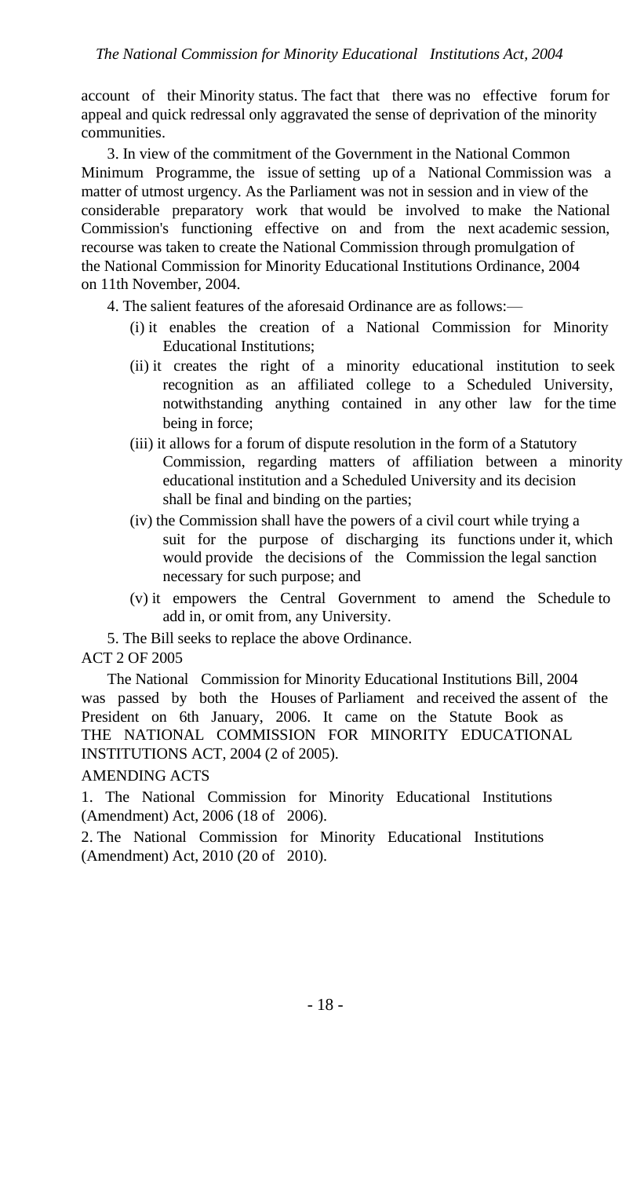account of their Minority status. The fact that there was no effective forum for appeal and quick redressal only aggravated the sense of deprivation of the minority communities.

3. In view of the commitment of the Government in the National Common Minimum Programme, the issue of setting up of a National Commission was a matter of utmost urgency. As the Parliament was not in session and in view of the considerable preparatory work that would be involved to make the National Commission's functioning effective on and from the next academic session, recourse was taken to create the National Commission through promulgation of the National Commission for Minority Educational Institutions Ordinance, 2004 on 11th November, 2004.

4. The salient features of the aforesaid Ordinance are as follows:—

(i) it enables the creation of a National Commission for Minority Educational Institutions;

(ii) it creates the right of a minority educational institution to seek recognition as an affiliated college to a Scheduled University, notwithstanding anything contained in any other law for the time being in force;

(iii) it allows for a forum of dispute resolution in the form of a Statutory Commission, regarding matters of affiliation between a minority educational institution and a Scheduled University and its decision shall be final and binding on the parties;

(iv) the Commission shall have the powers of a civil court while trying a suit for the purpose of discharging its functions under it, which would provide the decisions of the Commission the legal sanction necessary for such purpose; and

(v) it empowers the Central Government to amend the Schedule to add in, or omit from, any University.

5. The Bill seeks to replace the above Ordinance.

ACT 2 OF 2005

The National Commission for Minority Educational Institutions Bill, 2004 was passed by both the Houses of Parliament and received the assent of the President on 6th January, 2006. It came on the Statute Book as THE NATIONAL COMMISSION FOR MINORITY EDUCATIONAL INSTITUTIONS ACT, 2004 (2 of 2005).

AMENDING ACTS

1. The National Commission for Minority Educational Institutions (Amendment) Act, 2006 (18 of 2006).

2. The National Commission for Minority Educational Institutions (Amendment) Act, 2010 (20 of 2010).